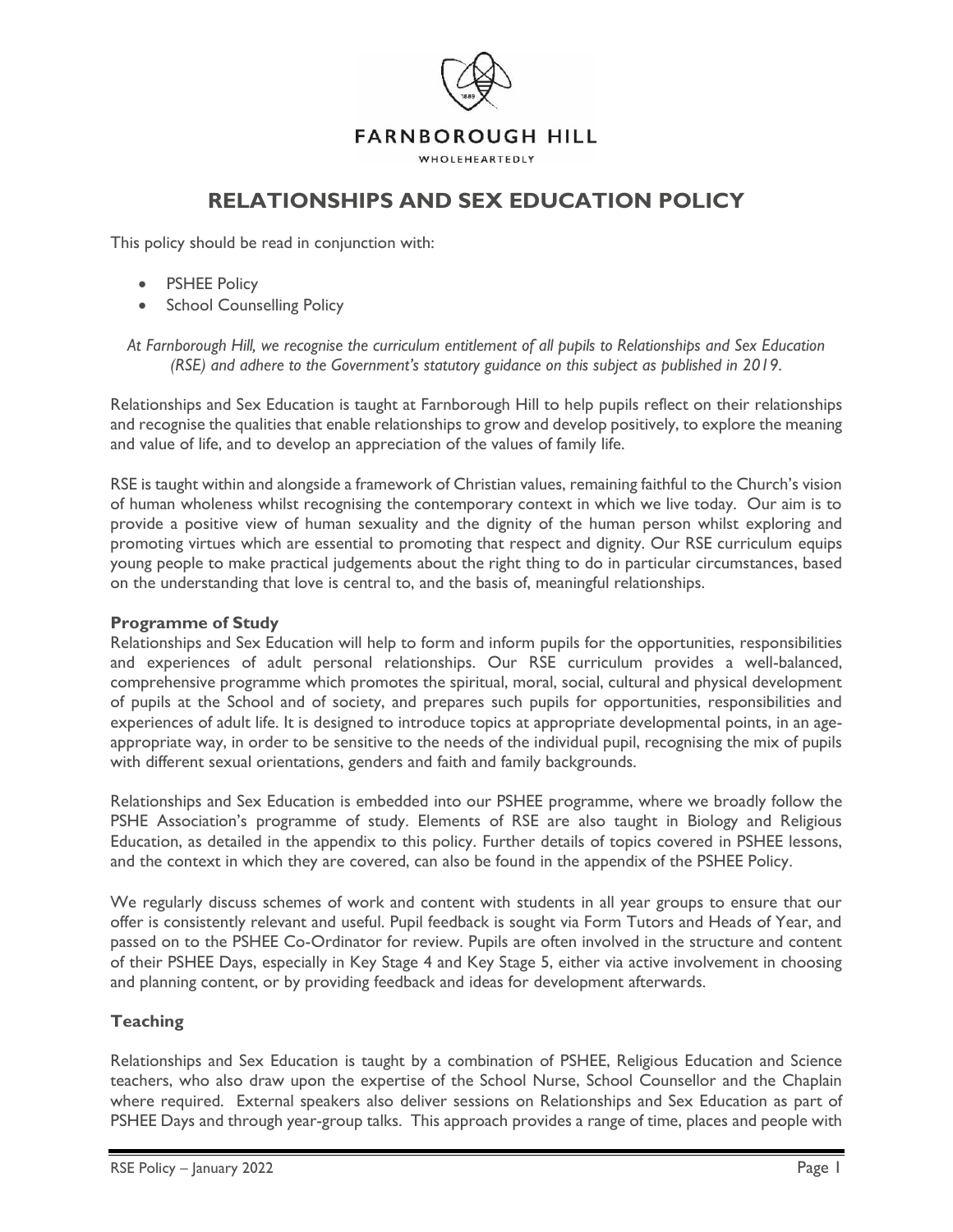FARNBOROUGH HILL

WHOLEHEARTEDLY

# RELATIONSHIPS AND SEX EDUCATION POLICY

This policy should be read in conjunction with:

- PSHEE Policy
- School Counselling Policy

*At Farnborough Hill, we recognise the curriculum entitlement of all pupils to Relationships and Sex Education (RSE) and adhere to the Government's statutory guidance on this subject as published in 2019.*

Relationships and Sex Education is taught at Farnborough Hill to help pupils reflect on their relationships and recognise the qualities that enable relationships to grow and develop positively, to explore the meaning and value of life, and to develop an appreciation of the values of family life.

RSE is taught within and alongside a framework of Christian values, remaining faithful to the Church's vision of human wholeness whilst recognising the contemporary context in which we live today. Our aim is to provide a positive view of human sexuality and the dignity of the human person whilst exploring and promoting virtues which are essential to promoting that respect and dignity. Our RSE curriculum equips young people to make practical judgements about the right thing to do in particular circumstances, based on the understanding that love is central to, and the basis of, meaningful relationships.

### Programme of Study

Relationships and Sex Education will help to form and inform pupils for the opportunities, responsibilities and experiences of adult personal relationships. Our RSE curriculum provides a well-balanced, comprehensive programme which promotes the spiritual, moral, social, cultural and physical development of pupils at the School and of society, and prepares such pupils for opportunities, responsibilities and experiences of adult life. It is designed to introduce topics at appropriate developmental points, in an age-appropriate way, in order to be sensitive to the needs of the individual pupil, recognising the mix of pupils with different sexual orientations, genders and faith and family backgrounds.

Relationships and Sex Education is embedded into our PSHEE programme, where we broadly follow the PSHE Association's programme of study. Elements of RSE are also taught in Biology and Religious Education, as detailed in the appendix to this policy. Further details of topics covered in PSHEE lessons, and the context in which they are covered, can also be found in the appendix of the PSHEE Policy.

We regularly discuss schemes of work and content with students in all year groups to ensure that our offer is consistently relevant and useful. Pupil feedback is sought via Form Tutors and Heads of Year, and passed on to the PSHEE Co-Ordinator for review. Pupils are often involved in the structure and content of their PSHEE Days, especially in Key Stage 4 and Key Stage 5, either via active involvement in choosing and planning content, or by providing feedback and ideas for development afterwards.

### Teaching

Relationships and Sex Education is taught by a combination of PSHEE, Religious Education and Science teachers, who also draw upon the expertise of the School Nurse, School Counsellor and the Chaplain where required. External speakers also deliver sessions on Relationships and Sex Education as part of PSHEE Days and through year-group talks. This approach provides a range of time, places and people with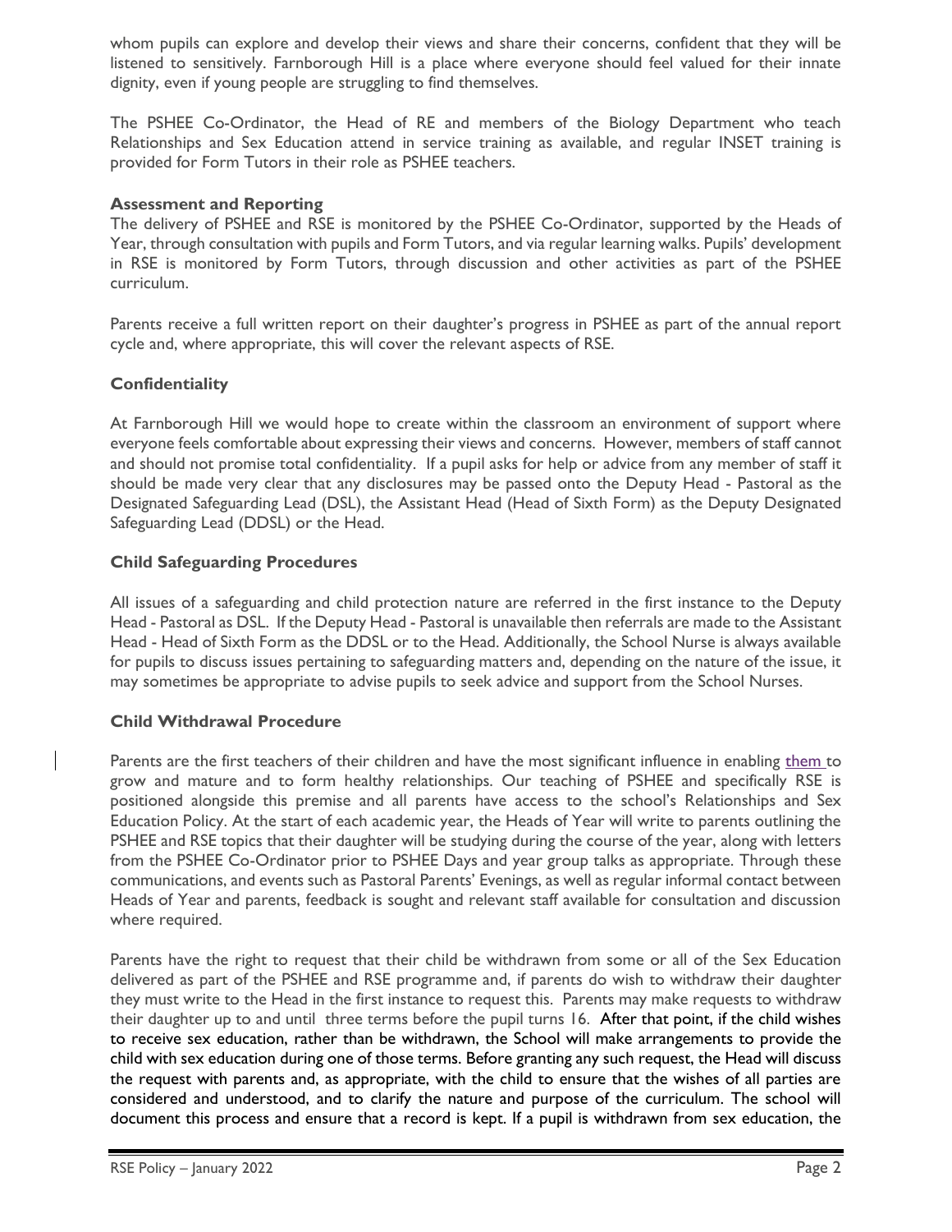whom pupils can explore and develop their views and share their concerns, confident that they will be listened to sensitively. Farnborough Hill is a place where everyone should feel valued for their innate dignity, even if young people are struggling to find themselves.

The PSHEE Co-Ordinator, the Head of RE and members of the Biology Department who teach Relationships and Sex Education attend in service training as available, and regular INSET training is provided for Form Tutors in their role as PSHEE teachers.

**Assessment and Reporting**

The delivery of PSHEE and RSE is monitored by the PSHEE Co-Ordinator, supported by the Heads of Year, through consultation with pupils and Form Tutors, and via regular learning walks. Pupils' development in RSE is monitored by Form Tutors, through discussion and other activities as part of the PSHEE curriculum.

Parents receive a full written report on their daughter's progress in PSHEE as part of the annual report cycle and, where appropriate, this will cover the relevant aspects of RSE.

## Confidentiality

At Farnborough Hill we would hope to create within the classroom an environment of support where everyone feels comfortable about expressing their views and concerns. However, members of staff cannot and should not promise total confidentiality. If a pupil asks for help or advice from any member of staff it should be made very clear that any disclosures may be passed onto the Deputy Head - Pastoral as the Designated Safeguarding Lead (DSL), the Assistant Head (Head of Sixth Form) as the Deputy Designated Safeguarding Lead (DDSL) or the Head.

## Child Safeguarding Procedures

All issues of a safeguarding and child protection nature are referred in the first instance to the Deputy Head - Pastoral as DSL. If the Deputy Head - Pastoral is unavailable then referrals are made to the Assistant Head - Head of Sixth Form as the DDSL or to the Head. Additionally, the School Nurse is always available for pupils to discuss issues pertaining to safeguarding matters and, depending on the nature of the issue, it may sometimes be appropriate to advise pupils to seek advice and support from the School Nurses.

## Child Withdrawal Procedure

Parents are the first teachers of their children and have the most significant influence in enabling them to grow and mature and to form healthy relationships. Our teaching of PSHEE and specifically RSE is positioned alongside this premise and all parents have access to the school's Relationships and Sex Education Policy. At the start of each academic year, the Heads of Year will write to parents outlining the PSHEE and RSE topics that their daughter will be studying during the course of the year, along with letters from the PSHEE Co-Ordinator prior to PSHEE Days and year group talks as appropriate. Through these communications, and events such as Pastoral Parents' Evenings, as well as regular informal contact between Heads of Year and parents, feedback is sought and relevant staff available for consultation and discussion where required.

Parents have the right to request that their child be withdrawn from some or all of the Sex Education delivered as part of the PSHEE and RSE programme and, if parents do wish to withdraw their daughter they must write to the Head in the first instance to request this. Parents may make requests to withdraw their daughter up to and until three terms before the pupil turns 16. After that point, if the child wishes to receive sex education, rather than be withdrawn, the School will make arrangements to provide the child with sex education during one of those terms. Before granting any such request, the Head will discuss the request with parents and, as appropriate, with the child to ensure that the wishes of all parties are considered and understood, and to clarify the nature and purpose of the curriculum. The school will document this process and ensure that a record is kept. If a pupil is withdrawn from sex education, the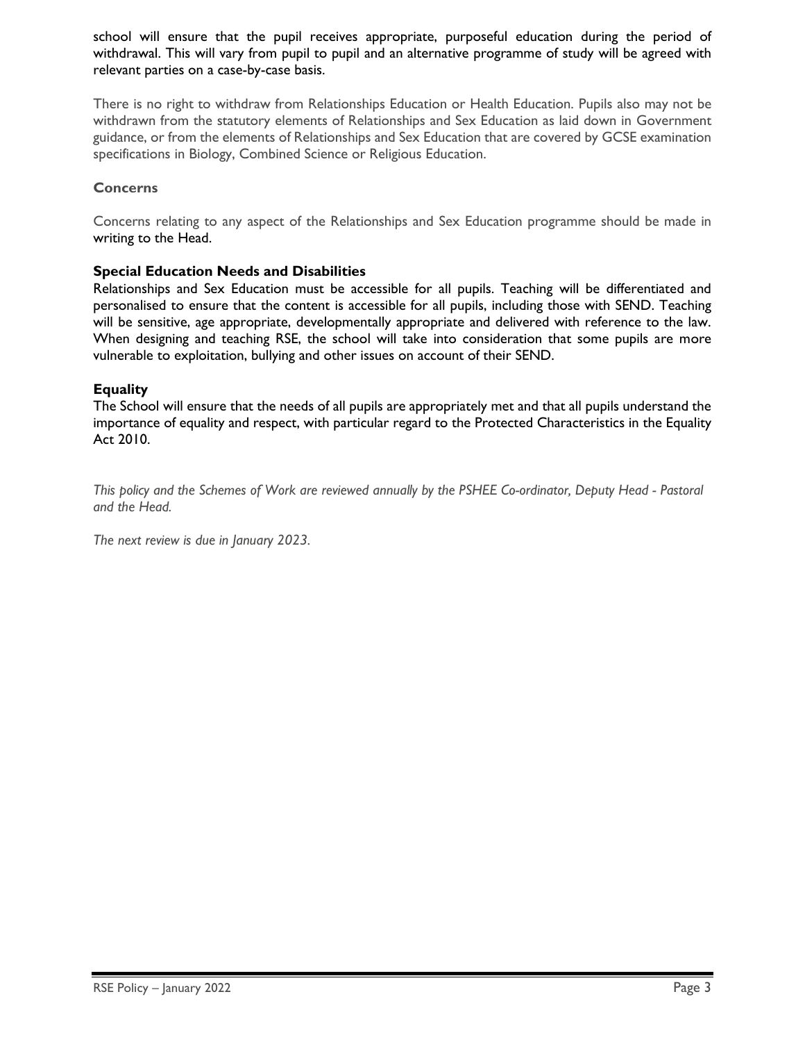school will ensure that the pupil receives appropriate, purposeful education during the period of withdrawal. This will vary from pupil to pupil and an alternative programme of study will be agreed with relevant parties on a case-by-case basis.

There is no right to withdraw from Relationships Education or Health Education. Pupils also may not be withdrawn from the statutory elements of Relationships and Sex Education as laid down in Government guidance, or from the elements of Relationships and Sex Education that are covered by GCSE examination specifications in Biology, Combined Science or Religious Education.

### Concerns

Concerns relating to any aspect of the Relationships and Sex Education programme should be made in writing to the Head.

### Special Education Needs and Disabilities

Relationships and Sex Education must be accessible for all pupils. Teaching will be differentiated and personalised to ensure that the content is accessible for all pupils, including those with SEND. Teaching will be sensitive, age appropriate, developmentally appropriate and delivered with reference to the law. When designing and teaching RSE, the school will take into consideration that some pupils are more vulnerable to exploitation, bullying and other issues on account of their SEND.

### Equality

The School will ensure that the needs of all pupils are appropriately met and that all pupils understand the importance of equality and respect, with particular regard to the Protected Characteristics in the Equality Act 2010.

*This policy and the Schemes of Work are reviewed annually by the PSHEE Co-ordinator, Deputy Head - Pastoral and the Head.*

*The next review is due in January 2023.*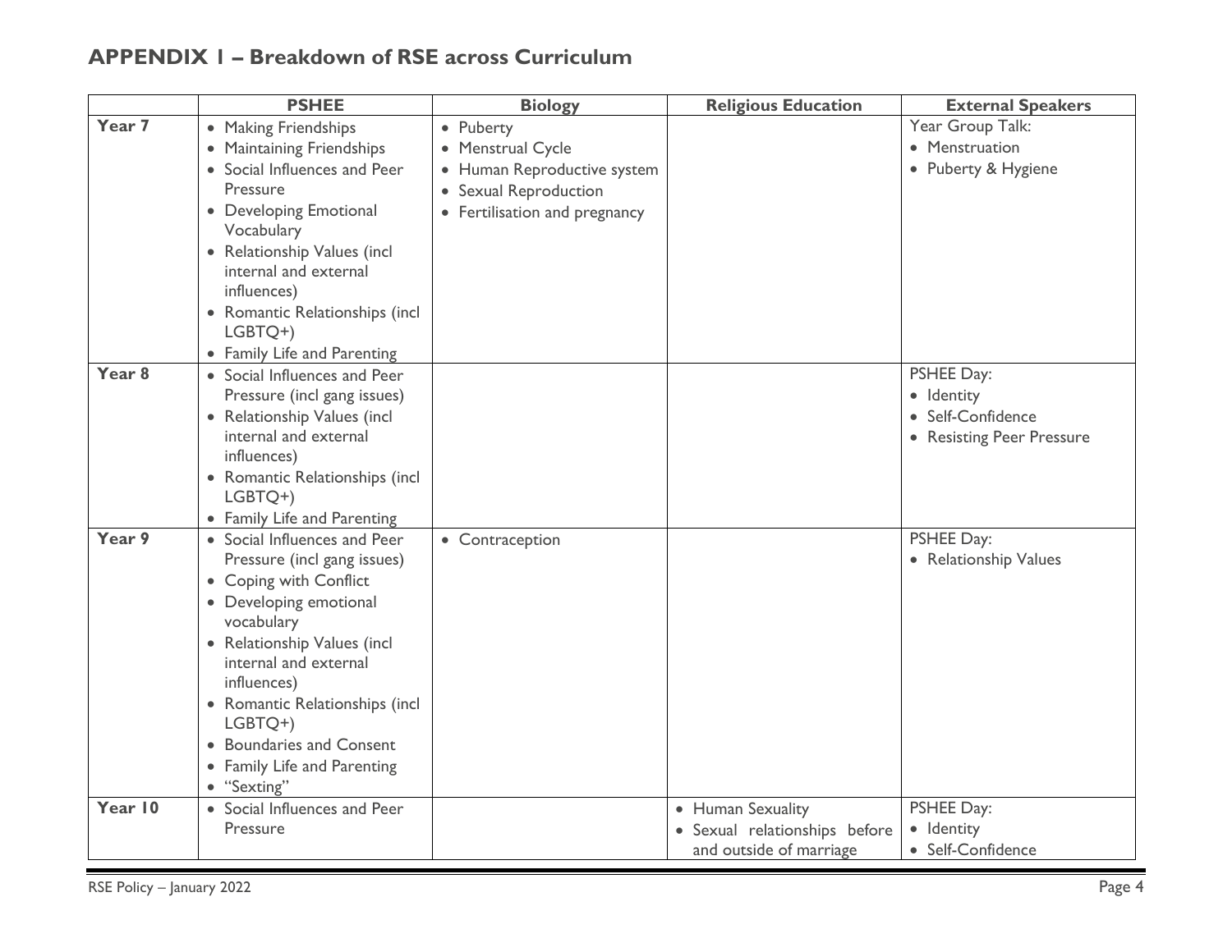## APPENDIX 1 – Breakdown of RSE across Curriculum

| | PSHEE | Biology | Religious Education | External Speakers |
|---|---|---|---|---|
| Year 7 | • Making Friendships<br>• Maintaining Friendships<br>• Social Influences and Peer Pressure<br>• Developing Emotional Vocabulary<br>• Relationship Values (incl internal and external influences)<br>• Romantic Relationships (incl LGBTQ+)<br>• Family Life and Parenting | • Puberty<br>• Menstrual Cycle<br>• Human Reproductive system<br>• Sexual Reproduction<br>• Fertilisation and pregnancy | | Year Group Talk:<br>• Menstruation<br>• Puberty & Hygiene |
| Year 8 | • Social Influences and Peer Pressure (incl gang issues)<br>• Relationship Values (incl internal and external influences)<br>• Romantic Relationships (incl LGBTQ+)<br>• Family Life and Parenting | | | PSHEE Day:<br>• Identity<br>• Self-Confidence<br>• Resisting Peer Pressure |
| Year 9 | • Social Influences and Peer Pressure (incl gang issues)<br>• Coping with Conflict<br>• Developing emotional vocabulary<br>• Relationship Values (incl internal and external influences)<br>• Romantic Relationships (incl LGBTQ+)<br>• Boundaries and Consent<br>• Family Life and Parenting<br>• "Sexting" | • Contraception | | PSHEE Day:<br>• Relationship Values |
| Year 10 | • Social Influences and Peer Pressure | | • Human Sexuality<br>• Sexual relationships before and outside of marriage | PSHEE Day:<br>• Identity<br>• Self-Confidence |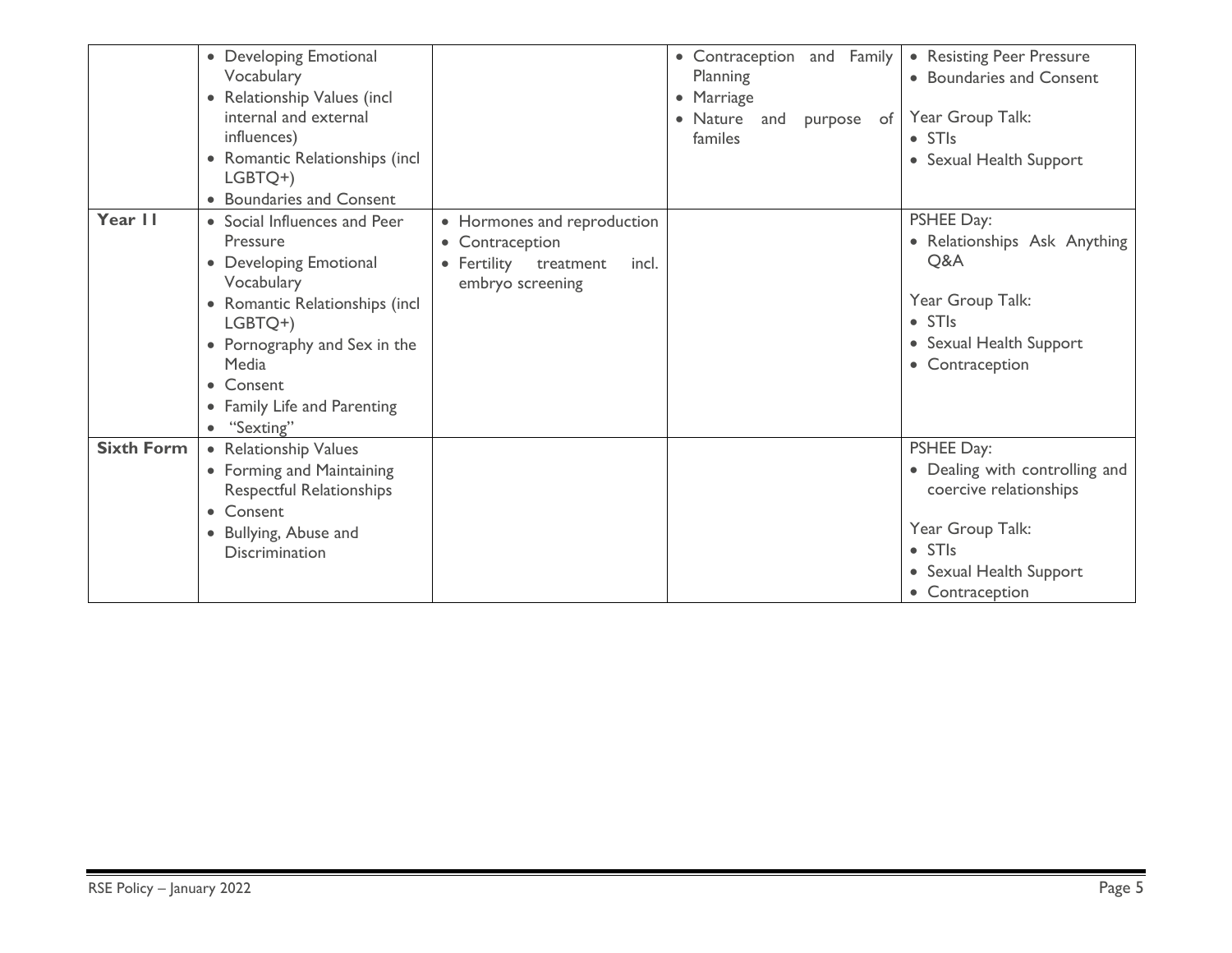| | | | | |
|---|---|---|---|---|
| | • Developing Emotional Vocabulary<br>• Relationship Values (incl internal and external influences)<br>• Romantic Relationships (incl LGBTQ+)<br>• Boundaries and Consent | | • Contraception and Family Planning<br>• Marriage<br>• Nature and purpose of familes | • Resisting Peer Pressure<br>• Boundaries and Consent<br><br>Year Group Talk:<br>• STIs<br>• Sexual Health Support |
| **Year 11** | • Social Influences and Peer Pressure<br>• Developing Emotional Vocabulary<br>• Romantic Relationships (incl LGBTQ+)<br>• Pornography and Sex in the Media<br>• Consent<br>• Family Life and Parenting<br>• "Sexting" | • Hormones and reproduction<br>• Contraception<br>• Fertility treatment incl. embryo screening | | PSHEE Day:<br>• Relationships Ask Anything Q&A<br><br>Year Group Talk:<br>• STIs<br>• Sexual Health Support<br>• Contraception |
| **Sixth Form** | • Relationship Values<br>• Forming and Maintaining Respectful Relationships<br>• Consent<br>• Bullying, Abuse and Discrimination | | | PSHEE Day:<br>• Dealing with controlling and coercive relationships<br><br>Year Group Talk:<br>• STIs<br>• Sexual Health Support<br>• Contraception |